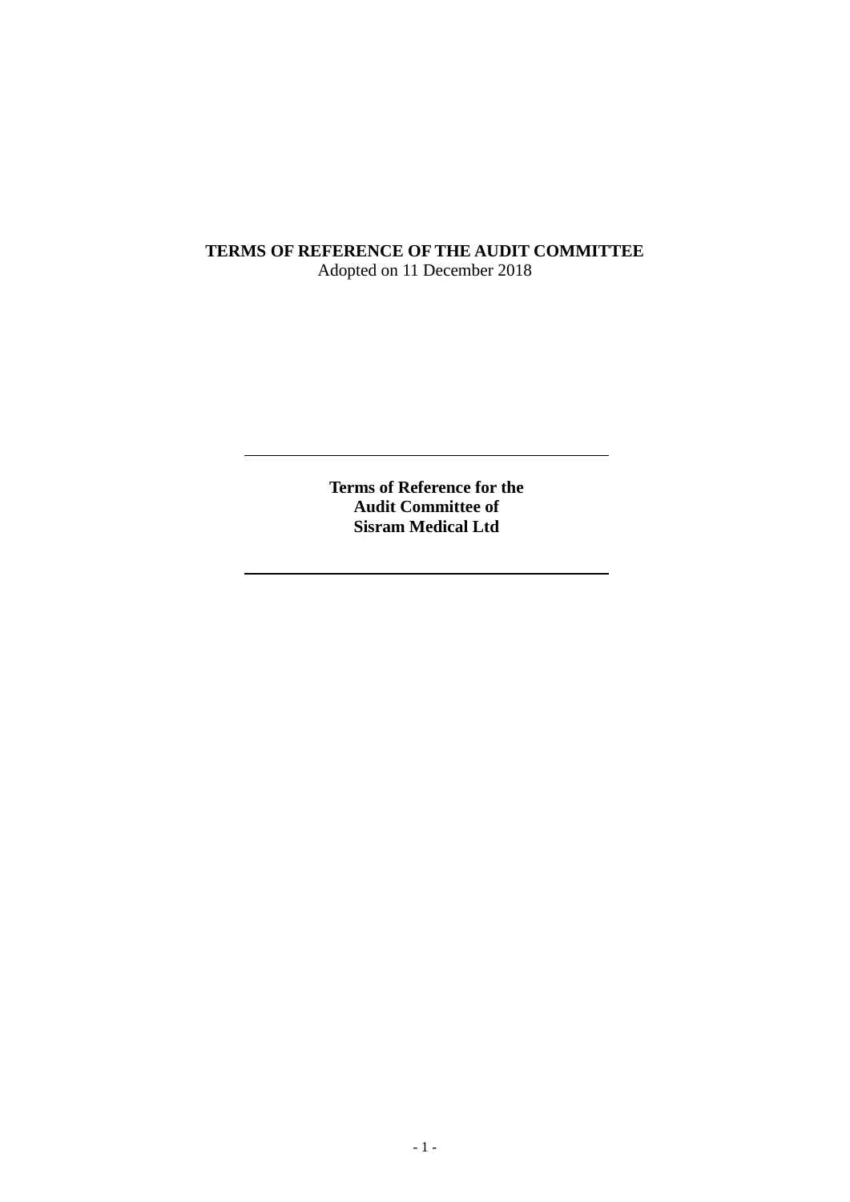# TERMS OF REFERENCE OF THE AUDIT COMMITTEE

Adopted on 11 December 2018

---

**Terms of Reference for the**
**Audit Committee of**
**Sisram Medical Ltd**

---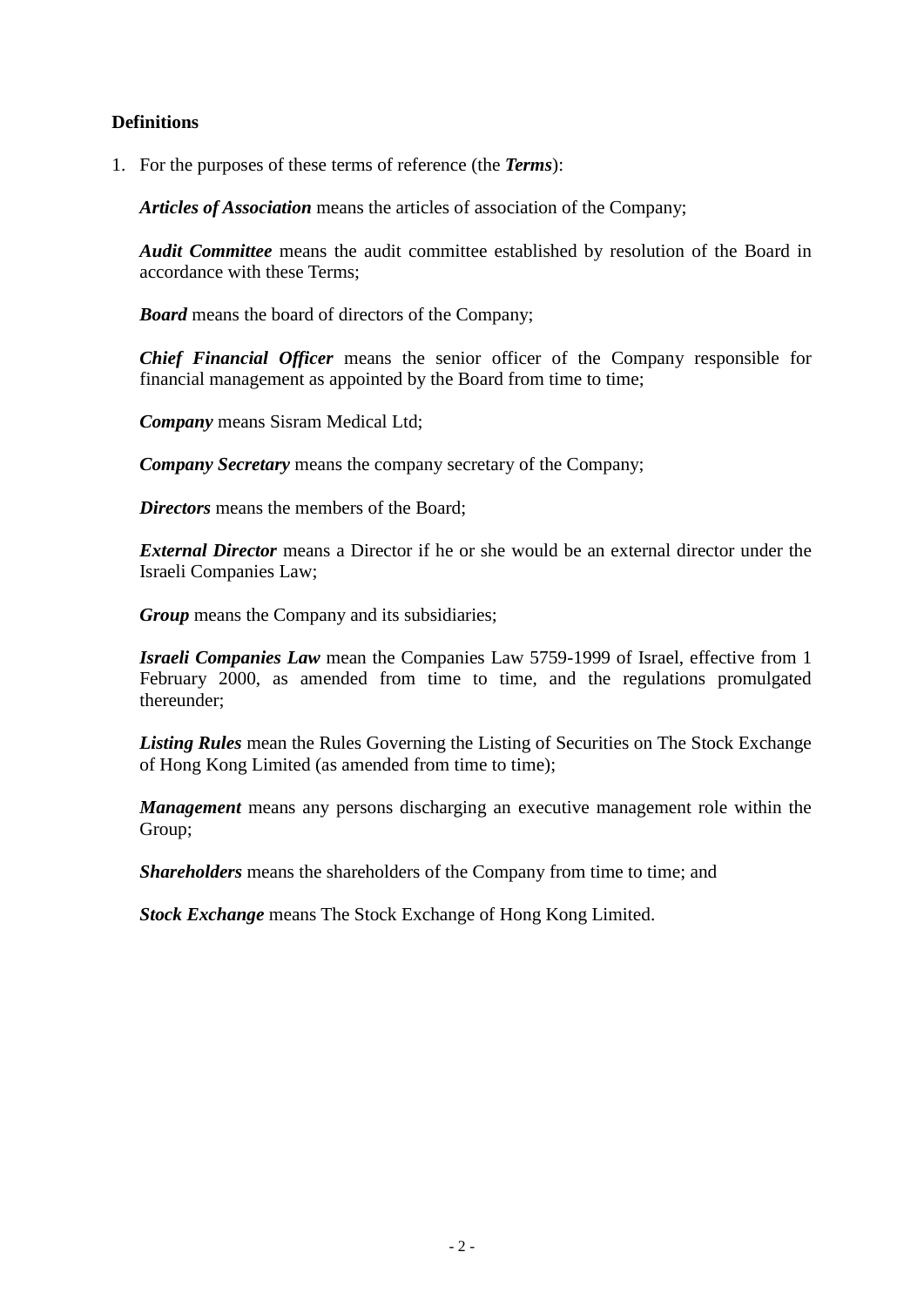**Definitions**

1. For the purposes of these terms of reference (the ***Terms***):

   ***Articles of Association*** means the articles of association of the Company;

   ***Audit Committee*** means the audit committee established by resolution of the Board in accordance with these Terms;

   ***Board*** means the board of directors of the Company;

   ***Chief Financial Officer*** means the senior officer of the Company responsible for financial management as appointed by the Board from time to time;

   ***Company*** means Sisram Medical Ltd;

   ***Company Secretary*** means the company secretary of the Company;

   ***Directors*** means the members of the Board;

   ***External Director*** means a Director if he or she would be an external director under the Israeli Companies Law;

   ***Group*** means the Company and its subsidiaries;

   ***Israeli Companies Law*** mean the Companies Law 5759-1999 of Israel, effective from 1 February 2000, as amended from time to time, and the regulations promulgated thereunder;

   ***Listing Rules*** mean the Rules Governing the Listing of Securities on The Stock Exchange of Hong Kong Limited (as amended from time to time);

   ***Management*** means any persons discharging an executive management role within the Group;

   ***Shareholders*** means the shareholders of the Company from time to time; and

   ***Stock Exchange*** means The Stock Exchange of Hong Kong Limited.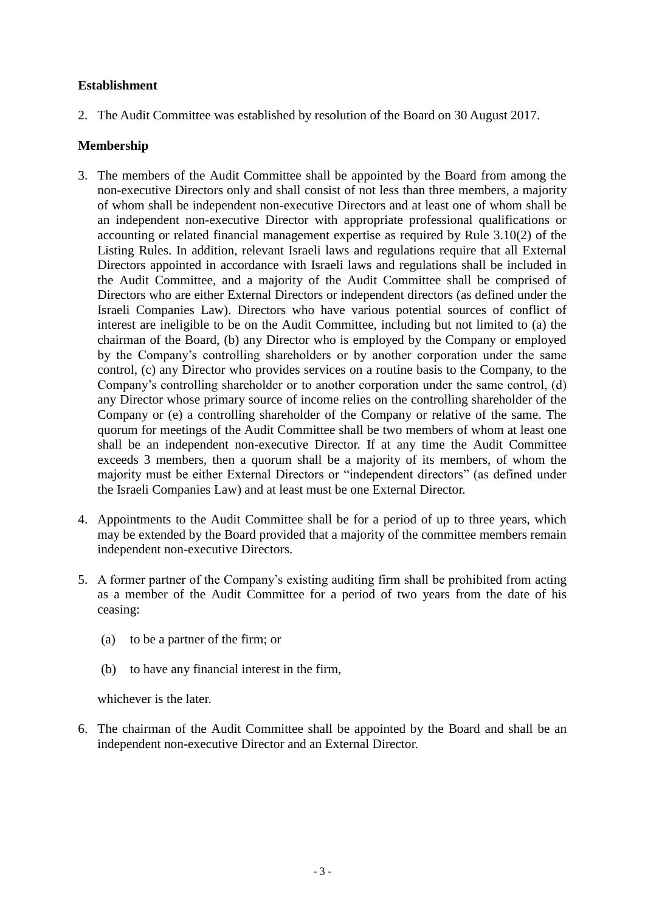**Establishment**

2. The Audit Committee was established by resolution of the Board on 30 August 2017.

**Membership**

3. The members of the Audit Committee shall be appointed by the Board from among the non-executive Directors only and shall consist of not less than three members, a majority of whom shall be independent non-executive Directors and at least one of whom shall be an independent non-executive Director with appropriate professional qualifications or accounting or related financial management expertise as required by Rule 3.10(2) of the Listing Rules. In addition, relevant Israeli laws and regulations require that all External Directors appointed in accordance with Israeli laws and regulations shall be included in the Audit Committee, and a majority of the Audit Committee shall be comprised of Directors who are either External Directors or independent directors (as defined under the Israeli Companies Law). Directors who have various potential sources of conflict of interest are ineligible to be on the Audit Committee, including but not limited to (a) the chairman of the Board, (b) any Director who is employed by the Company or employed by the Company's controlling shareholders or by another corporation under the same control, (c) any Director who provides services on a routine basis to the Company, to the Company's controlling shareholder or to another corporation under the same control, (d) any Director whose primary source of income relies on the controlling shareholder of the Company or (e) a controlling shareholder of the Company or relative of the same. The quorum for meetings of the Audit Committee shall be two members of whom at least one shall be an independent non-executive Director. If at any time the Audit Committee exceeds 3 members, then a quorum shall be a majority of its members, of whom the majority must be either External Directors or "independent directors" (as defined under the Israeli Companies Law) and at least must be one External Director.

4. Appointments to the Audit Committee shall be for a period of up to three years, which may be extended by the Board provided that a majority of the committee members remain independent non-executive Directors.

5. A former partner of the Company's existing auditing firm shall be prohibited from acting as a member of the Audit Committee for a period of two years from the date of his ceasing:

   (a) to be a partner of the firm; or

   (b) to have any financial interest in the firm,

   whichever is the later.

6. The chairman of the Audit Committee shall be appointed by the Board and shall be an independent non-executive Director and an External Director.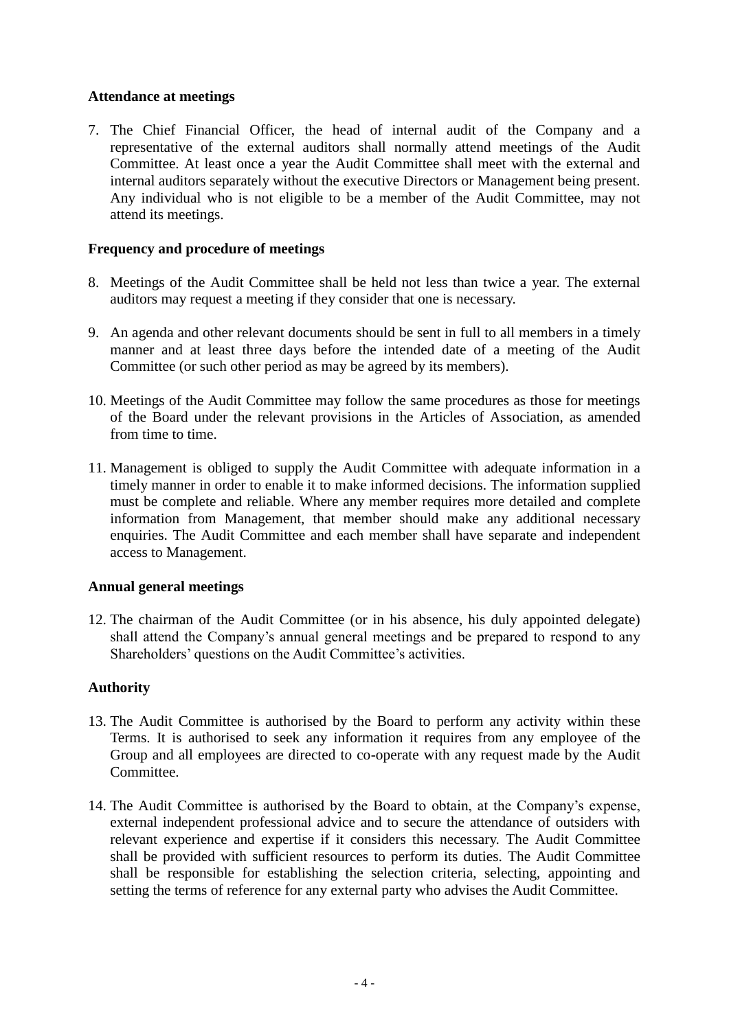**Attendance at meetings**

7. The Chief Financial Officer, the head of internal audit of the Company and a representative of the external auditors shall normally attend meetings of the Audit Committee. At least once a year the Audit Committee shall meet with the external and internal auditors separately without the executive Directors or Management being present. Any individual who is not eligible to be a member of the Audit Committee, may not attend its meetings.

**Frequency and procedure of meetings**

8. Meetings of the Audit Committee shall be held not less than twice a year. The external auditors may request a meeting if they consider that one is necessary.

9. An agenda and other relevant documents should be sent in full to all members in a timely manner and at least three days before the intended date of a meeting of the Audit Committee (or such other period as may be agreed by its members).

10. Meetings of the Audit Committee may follow the same procedures as those for meetings of the Board under the relevant provisions in the Articles of Association, as amended from time to time.

11. Management is obliged to supply the Audit Committee with adequate information in a timely manner in order to enable it to make informed decisions. The information supplied must be complete and reliable. Where any member requires more detailed and complete information from Management, that member should make any additional necessary enquiries. The Audit Committee and each member shall have separate and independent access to Management.

**Annual general meetings**

12. The chairman of the Audit Committee (or in his absence, his duly appointed delegate) shall attend the Company's annual general meetings and be prepared to respond to any Shareholders' questions on the Audit Committee's activities.

**Authority**

13. The Audit Committee is authorised by the Board to perform any activity within these Terms. It is authorised to seek any information it requires from any employee of the Group and all employees are directed to co-operate with any request made by the Audit Committee.

14. The Audit Committee is authorised by the Board to obtain, at the Company's expense, external independent professional advice and to secure the attendance of outsiders with relevant experience and expertise if it considers this necessary. The Audit Committee shall be provided with sufficient resources to perform its duties. The Audit Committee shall be responsible for establishing the selection criteria, selecting, appointing and setting the terms of reference for any external party who advises the Audit Committee.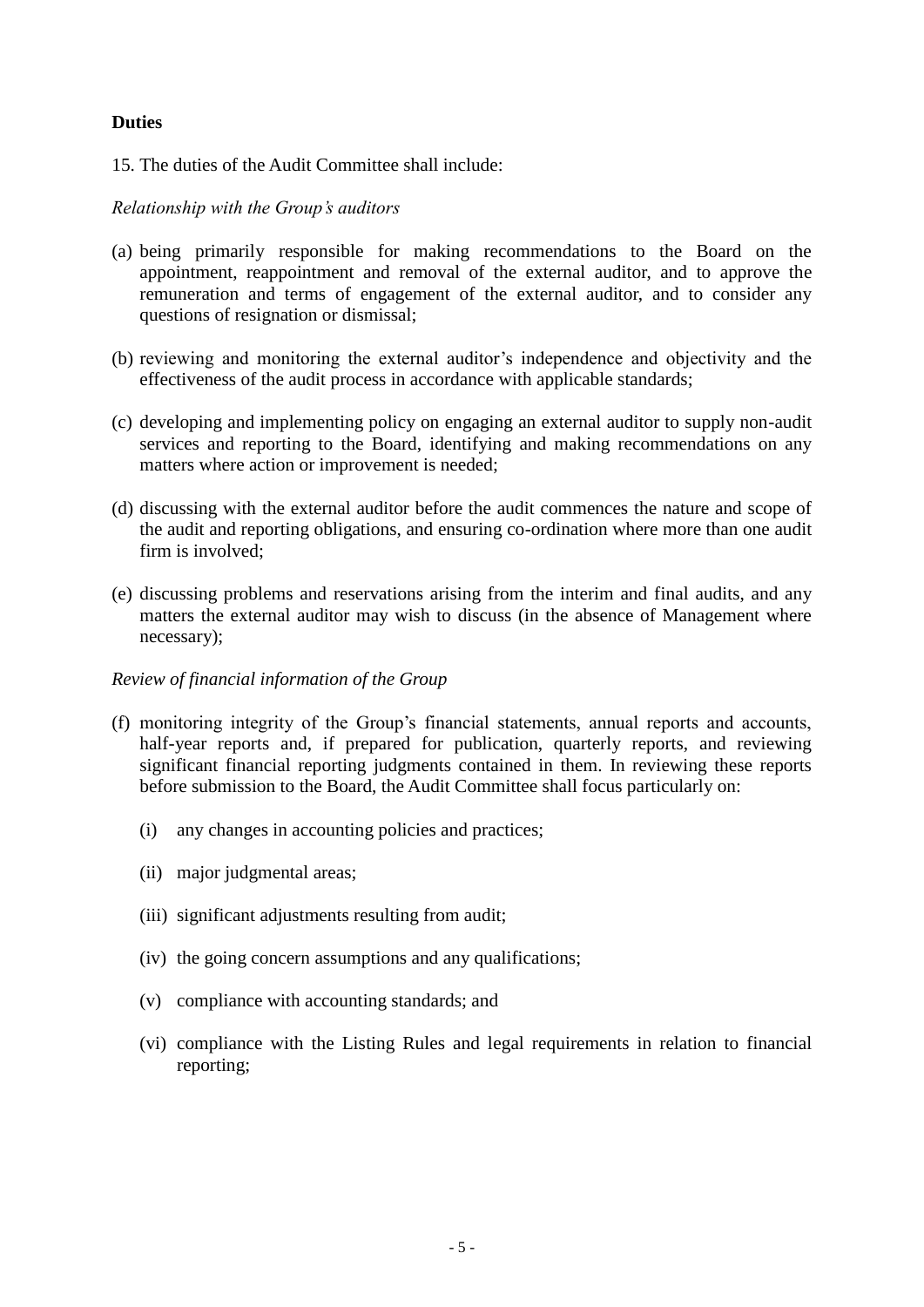**Duties**

15. The duties of the Audit Committee shall include:

*Relationship with the Group's auditors*

(a) being primarily responsible for making recommendations to the Board on the appointment, reappointment and removal of the external auditor, and to approve the remuneration and terms of engagement of the external auditor, and to consider any questions of resignation or dismissal;

(b) reviewing and monitoring the external auditor's independence and objectivity and the effectiveness of the audit process in accordance with applicable standards;

(c) developing and implementing policy on engaging an external auditor to supply non-audit services and reporting to the Board, identifying and making recommendations on any matters where action or improvement is needed;

(d) discussing with the external auditor before the audit commences the nature and scope of the audit and reporting obligations, and ensuring co-ordination where more than one audit firm is involved;

(e) discussing problems and reservations arising from the interim and final audits, and any matters the external auditor may wish to discuss (in the absence of Management where necessary);

*Review of financial information of the Group*

(f) monitoring integrity of the Group's financial statements, annual reports and accounts, half-year reports and, if prepared for publication, quarterly reports, and reviewing significant financial reporting judgments contained in them. In reviewing these reports before submission to the Board, the Audit Committee shall focus particularly on:

   (i) any changes in accounting policies and practices;

   (ii) major judgmental areas;

   (iii) significant adjustments resulting from audit;

   (iv) the going concern assumptions and any qualifications;

   (v) compliance with accounting standards; and

   (vi) compliance with the Listing Rules and legal requirements in relation to financial reporting;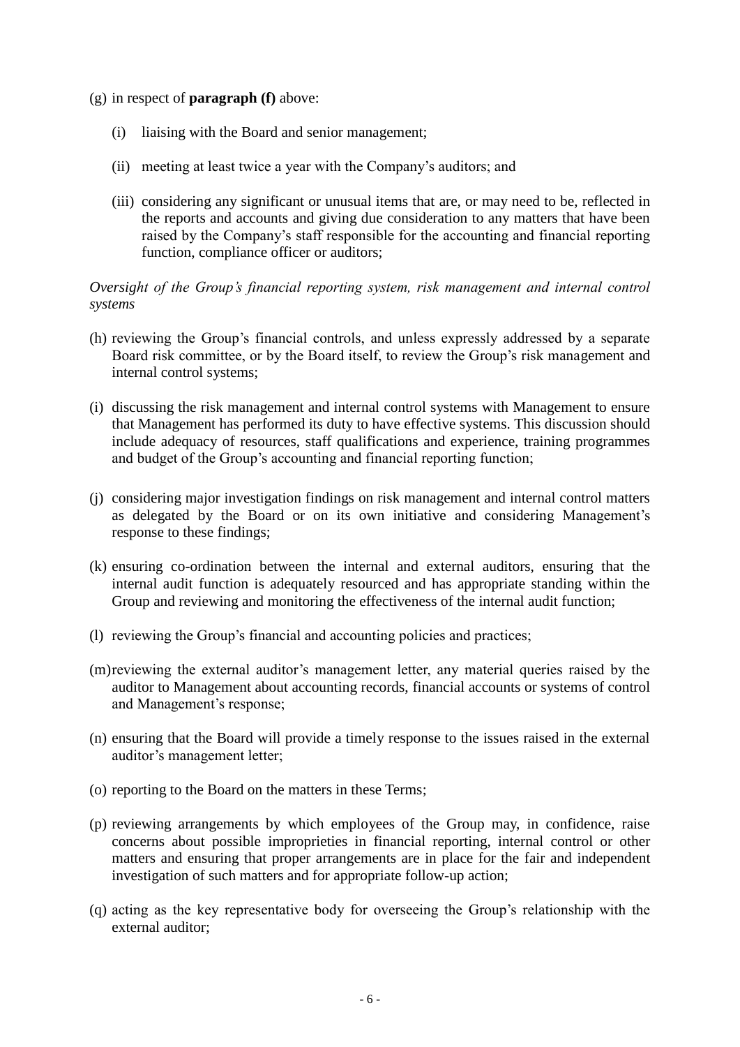(g) in respect of **paragraph (f)** above:

   (i) liaising with the Board and senior management;

   (ii) meeting at least twice a year with the Company's auditors; and

   (iii) considering any significant or unusual items that are, or may need to be, reflected in the reports and accounts and giving due consideration to any matters that have been raised by the Company's staff responsible for the accounting and financial reporting function, compliance officer or auditors;

*Oversight of the Group's financial reporting system, risk management and internal control systems*

(h) reviewing the Group's financial controls, and unless expressly addressed by a separate Board risk committee, or by the Board itself, to review the Group's risk management and internal control systems;

(i) discussing the risk management and internal control systems with Management to ensure that Management has performed its duty to have effective systems. This discussion should include adequacy of resources, staff qualifications and experience, training programmes and budget of the Group's accounting and financial reporting function;

(j) considering major investigation findings on risk management and internal control matters as delegated by the Board or on its own initiative and considering Management's response to these findings;

(k) ensuring co-ordination between the internal and external auditors, ensuring that the internal audit function is adequately resourced and has appropriate standing within the Group and reviewing and monitoring the effectiveness of the internal audit function;

(l) reviewing the Group's financial and accounting policies and practices;

(m) reviewing the external auditor's management letter, any material queries raised by the auditor to Management about accounting records, financial accounts or systems of control and Management's response;

(n) ensuring that the Board will provide a timely response to the issues raised in the external auditor's management letter;

(o) reporting to the Board on the matters in these Terms;

(p) reviewing arrangements by which employees of the Group may, in confidence, raise concerns about possible improprieties in financial reporting, internal control or other matters and ensuring that proper arrangements are in place for the fair and independent investigation of such matters and for appropriate follow-up action;

(q) acting as the key representative body for overseeing the Group's relationship with the external auditor;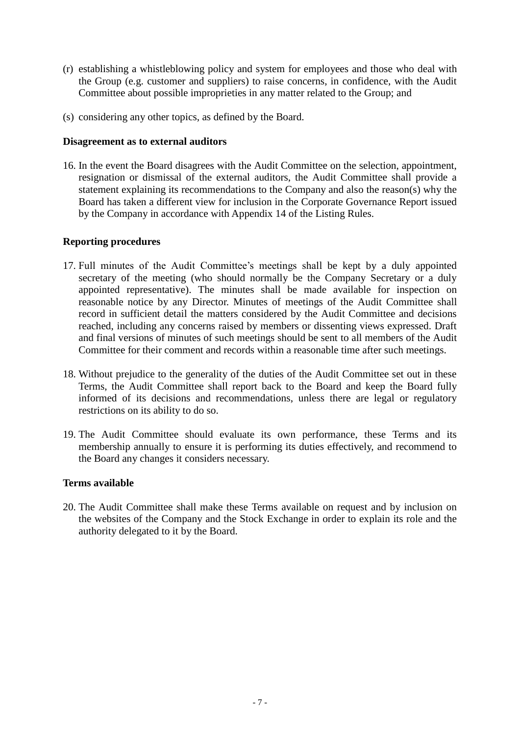(r) establishing a whistleblowing policy and system for employees and those who deal with the Group (e.g. customer and suppliers) to raise concerns, in confidence, with the Audit Committee about possible improprieties in any matter related to the Group; and

(s) considering any other topics, as defined by the Board.

**Disagreement as to external auditors**

16. In the event the Board disagrees with the Audit Committee on the selection, appointment, resignation or dismissal of the external auditors, the Audit Committee shall provide a statement explaining its recommendations to the Company and also the reason(s) why the Board has taken a different view for inclusion in the Corporate Governance Report issued by the Company in accordance with Appendix 14 of the Listing Rules.

**Reporting procedures**

17. Full minutes of the Audit Committee's meetings shall be kept by a duly appointed secretary of the meeting (who should normally be the Company Secretary or a duly appointed representative). The minutes shall be made available for inspection on reasonable notice by any Director. Minutes of meetings of the Audit Committee shall record in sufficient detail the matters considered by the Audit Committee and decisions reached, including any concerns raised by members or dissenting views expressed. Draft and final versions of minutes of such meetings should be sent to all members of the Audit Committee for their comment and records within a reasonable time after such meetings.

18. Without prejudice to the generality of the duties of the Audit Committee set out in these Terms, the Audit Committee shall report back to the Board and keep the Board fully informed of its decisions and recommendations, unless there are legal or regulatory restrictions on its ability to do so.

19. The Audit Committee should evaluate its own performance, these Terms and its membership annually to ensure it is performing its duties effectively, and recommend to the Board any changes it considers necessary.

**Terms available**

20. The Audit Committee shall make these Terms available on request and by inclusion on the websites of the Company and the Stock Exchange in order to explain its role and the authority delegated to it by the Board.